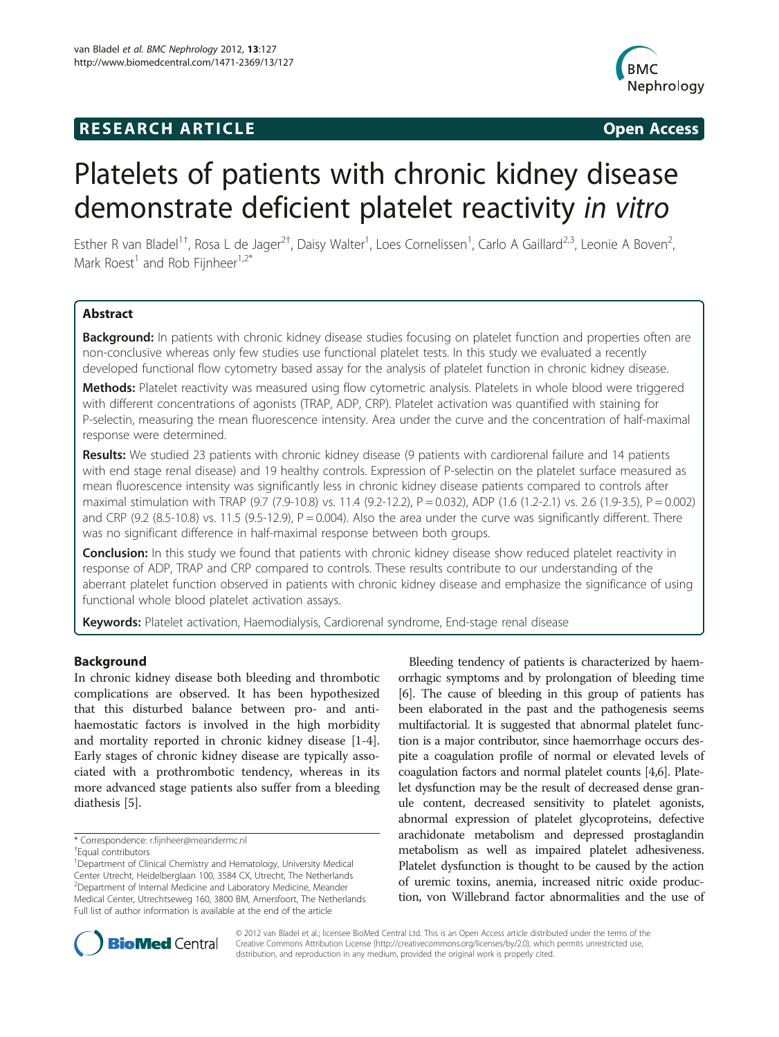# RESEARCH ARTICLE

Open Access

# Platelets of patients with chronic kidney disease demonstrate deficient platelet reactivity *in vitro*

Esther R van Bladel[1†], Rosa L de Jager[2†], Daisy Walter[1], Loes Cornelissen[1], Carlo A Gaillard[2,3], Leonie A Boven[2], Mark Roest[1] and Rob Fijnheer[1,2*]

## Abstract

**Background:** In patients with chronic kidney disease studies focusing on platelet function and properties often are non-conclusive whereas only few studies use functional platelet tests. In this study we evaluated a recently developed functional flow cytometry based assay for the analysis of platelet function in chronic kidney disease.

**Methods:** Platelet reactivity was measured using flow cytometric analysis. Platelets in whole blood were triggered with different concentrations of agonists (TRAP, ADP, CRP). Platelet activation was quantified with staining for P-selectin, measuring the mean fluorescence intensity. Area under the curve and the concentration of half-maximal response were determined.

**Results:** We studied 23 patients with chronic kidney disease (9 patients with cardiorenal failure and 14 patients with end stage renal disease) and 19 healthy controls. Expression of P-selectin on the platelet surface measured as mean fluorescence intensity was significantly less in chronic kidney disease patients compared to controls after maximal stimulation with TRAP (9.7 (7.9-10.8) vs. 11.4 (9.2-12.2), P = 0.032), ADP (1.6 (1.2-2.1) vs. 2.6 (1.9-3.5), P = 0.002) and CRP (9.2 (8.5-10.8) vs. 11.5 (9.5-12.9), P = 0.004). Also the area under the curve was significantly different. There was no significant difference in half-maximal response between both groups.

**Conclusion:** In this study we found that patients with chronic kidney disease show reduced platelet reactivity in response of ADP, TRAP and CRP compared to controls. These results contribute to our understanding of the aberrant platelet function observed in patients with chronic kidney disease and emphasize the significance of using functional whole blood platelet activation assays.

**Keywords:** Platelet activation, Haemodialysis, Cardiorenal syndrome, End-stage renal disease

## Background

In chronic kidney disease both bleeding and thrombotic complications are observed. It has been hypothesized that this disturbed balance between pro- and anti-haemostatic factors is involved in the high morbidity and mortality reported in chronic kidney disease [1-4]. Early stages of chronic kidney disease are typically associated with a prothrombotic tendency, whereas in its more advanced stage patients also suffer from a bleeding diathesis [5].

Bleeding tendency of patients is characterized by haemorrhagic symptoms and by prolongation of bleeding time [6]. The cause of bleeding in this group of patients has been elaborated in the past and the pathogenesis seems multifactorial. It is suggested that abnormal platelet function is a major contributor, since haemorrhage occurs despite a coagulation profile of normal or elevated levels of coagulation factors and normal platelet counts [4,6]. Platelet dysfunction may be the result of decreased dense granule content, decreased sensitivity to platelet agonists, abnormal expression of platelet glycoproteins, defective arachidonate metabolism and depressed prostaglandin metabolism as well as impaired platelet adhesiveness. Platelet dysfunction is thought to be caused by the action of uremic toxins, anemia, increased nitric oxide production, von Willebrand factor abnormalities and the use of

\* Correspondence: r.fijnheer@meandermc.nl

†Equal contributors

[1]Department of Clinical Chemistry and Hematology, University Medical Center Utrecht, Heidelberglaan 100, 3584 CX, Utrecht, The Netherlands

[2]Department of Internal Medicine and Laboratory Medicine, Meander Medical Center, Utrechtseweg 160, 3800 BM, Amersfoort, The Netherlands

Full list of author information is available at the end of the article

© 2012 van Bladel et al.; licensee BioMed Central Ltd. This is an Open Access article distributed under the terms of the Creative Commons Attribution License (http://creativecommons.org/licenses/by/2.0), which permits unrestricted use, distribution, and reproduction in any medium, provided the original work is properly cited.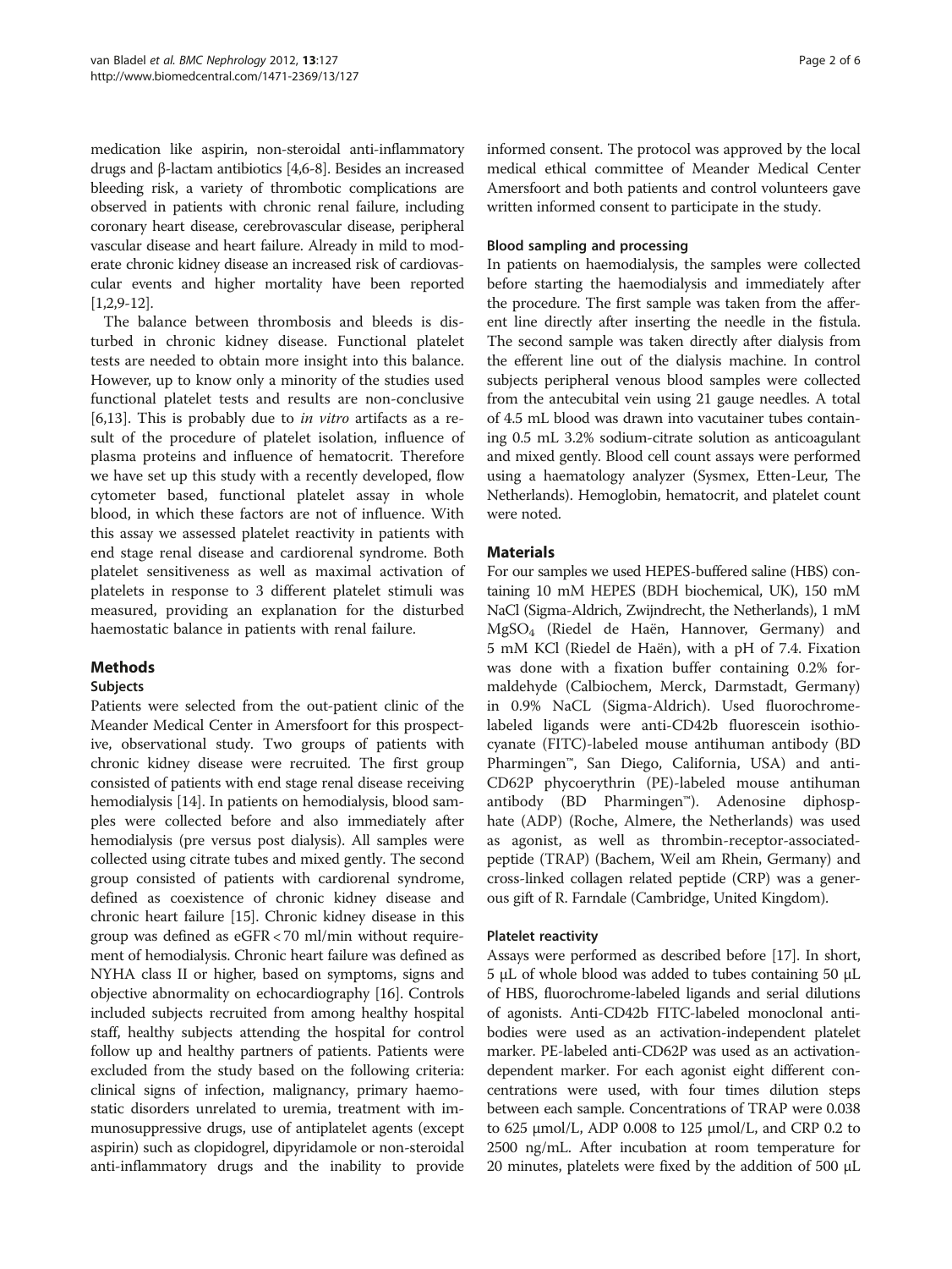medication like aspirin, non-steroidal anti-inflammatory drugs and β-lactam antibiotics [4,6-8]. Besides an increased bleeding risk, a variety of thrombotic complications are observed in patients with chronic renal failure, including coronary heart disease, cerebrovascular disease, peripheral vascular disease and heart failure. Already in mild to moderate chronic kidney disease an increased risk of cardiovascular events and higher mortality have been reported [1,2,9-12].

The balance between thrombosis and bleeds is disturbed in chronic kidney disease. Functional platelet tests are needed to obtain more insight into this balance. However, up to know only a minority of the studies used functional platelet tests and results are non-conclusive [6,13]. This is probably due to *in vitro* artifacts as a result of the procedure of platelet isolation, influence of plasma proteins and influence of hematocrit. Therefore we have set up this study with a recently developed, flow cytometer based, functional platelet assay in whole blood, in which these factors are not of influence. With this assay we assessed platelet reactivity in patients with end stage renal disease and cardiorenal syndrome. Both platelet sensitiveness as well as maximal activation of platelets in response to 3 different platelet stimuli was measured, providing an explanation for the disturbed haemostatic balance in patients with renal failure.

## Methods

### Subjects

Patients were selected from the out-patient clinic of the Meander Medical Center in Amersfoort for this prospective, observational study. Two groups of patients with chronic kidney disease were recruited. The first group consisted of patients with end stage renal disease receiving hemodialysis [14]. In patients on hemodialysis, blood samples were collected before and also immediately after hemodialysis (pre versus post dialysis). All samples were collected using citrate tubes and mixed gently. The second group consisted of patients with cardiorenal syndrome, defined as coexistence of chronic kidney disease and chronic heart failure [15]. Chronic kidney disease in this group was defined as eGFR < 70 ml/min without requirement of hemodialysis. Chronic heart failure was defined as NYHA class II or higher, based on symptoms, signs and objective abnormality on echocardiography [16]. Controls included subjects recruited from among healthy hospital staff, healthy subjects attending the hospital for control follow up and healthy partners of patients. Patients were excluded from the study based on the following criteria: clinical signs of infection, malignancy, primary haemostatic disorders unrelated to uremia, treatment with immunosuppressive drugs, use of antiplatelet agents (except aspirin) such as clopidogrel, dipyridamole or non-steroidal anti-inflammatory drugs and the inability to provide informed consent. The protocol was approved by the local medical ethical committee of Meander Medical Center Amersfoort and both patients and control volunteers gave written informed consent to participate in the study.

### Blood sampling and processing

In patients on haemodialysis, the samples were collected before starting the haemodialysis and immediately after the procedure. The first sample was taken from the afferent line directly after inserting the needle in the fistula. The second sample was taken directly after dialysis from the efferent line out of the dialysis machine. In control subjects peripheral venous blood samples were collected from the antecubital vein using 21 gauge needles. A total of 4.5 mL blood was drawn into vacutainer tubes containing 0.5 mL 3.2% sodium-citrate solution as anticoagulant and mixed gently. Blood cell count assays were performed using a haematology analyzer (Sysmex, Etten-Leur, The Netherlands). Hemoglobin, hematocrit, and platelet count were noted.

## Materials

For our samples we used HEPES-buffered saline (HBS) containing 10 mM HEPES (BDH biochemical, UK), 150 mM NaCl (Sigma-Aldrich, Zwijndrecht, the Netherlands), 1 mM $MgSO_4$ (Riedel de Haën, Hannover, Germany) and 5 mM KCl (Riedel de Haën), with a pH of 7.4. Fixation was done with a fixation buffer containing 0.2% formaldehyde (Calbiochem, Merck, Darmstadt, Germany) in 0.9% NaCL (Sigma-Aldrich). Used fluorochrome-labeled ligands were anti-CD42b fluorescein isothiocyanate (FITC)-labeled mouse antihuman antibody (BD Pharmingen™, San Diego, California, USA) and anti-CD62P phycoerythrin (PE)-labeled mouse antihuman antibody (BD Pharmingen™). Adenosine diphosphate (ADP) (Roche, Almere, the Netherlands) was used as agonist, as well as thrombin-receptor-associated-peptide (TRAP) (Bachem, Weil am Rhein, Germany) and cross-linked collagen related peptide (CRP) was a generous gift of R. Farndale (Cambridge, United Kingdom).

### Platelet reactivity

Assays were performed as described before [17]. In short, 5 μL of whole blood was added to tubes containing 50 μL of HBS, fluorochrome-labeled ligands and serial dilutions of agonists. Anti-CD42b FITC-labeled monoclonal antibodies were used as an activation-independent platelet marker. PE-labeled anti-CD62P was used as an activation-dependent marker. For each agonist eight different concentrations were used, with four times dilution steps between each sample. Concentrations of TRAP were 0.038 to 625 μmol/L, ADP 0.008 to 125 μmol/L, and CRP 0.2 to 2500 ng/mL. After incubation at room temperature for 20 minutes, platelets were fixed by the addition of 500 μL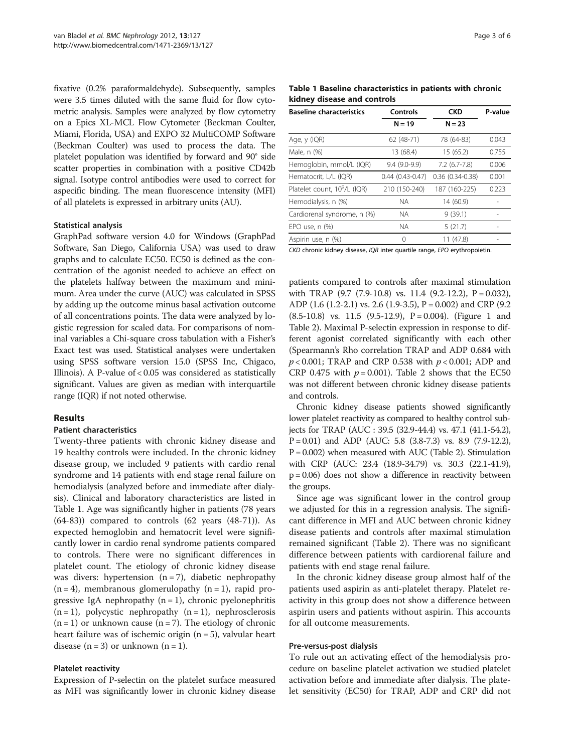fixative (0.2% paraformaldehyde). Subsequently, samples were 3.5 times diluted with the same fluid for flow cytometric analysis. Samples were analyzed by flow cytometry on a Epics XL-MCL Flow Cytometer (Beckman Coulter, Miami, Florida, USA) and EXPO 32 MultiCOMP Software (Beckman Coulter) was used to process the data. The platelet population was identified by forward and 90° side scatter properties in combination with a positive CD42b signal. Isotype control antibodies were used to correct for aspecific binding. The mean fluorescence intensity (MFI) of all platelets is expressed in arbitrary units (AU).

### Statistical analysis

GraphPad software version 4.0 for Windows (GraphPad Software, San Diego, California USA) was used to draw graphs and to calculate EC50. EC50 is defined as the concentration of the agonist needed to achieve an effect on the platelets halfway between the maximum and minimum. Area under the curve (AUC) was calculated in SPSS by adding up the outcome minus basal activation outcome of all concentrations points. The data were analyzed by logistic regression for scaled data. For comparisons of nominal variables a Chi-square cross tabulation with a Fisher's Exact test was used. Statistical analyses were undertaken using SPSS software version 15.0 (SPSS Inc, Chigaco, Illinois). A P-value of < 0.05 was considered as statistically significant. Values are given as median with interquartile range (IQR) if not noted otherwise.

## Results

### Patient characteristics

Twenty-three patients with chronic kidney disease and 19 healthy controls were included. In the chronic kidney disease group, we included 9 patients with cardio renal syndrome and 14 patients with end stage renal failure on hemodialysis (analyzed before and immediate after dialysis). Clinical and laboratory characteristics are listed in Table 1. Age was significantly higher in patients (78 years (64-83)) compared to controls (62 years (48-71)). As expected hemoglobin and hematocrit level were significantly lower in cardio renal syndrome patients compared to controls. There were no significant differences in platelet count. The etiology of chronic kidney disease was divers: hypertension (n = 7), diabetic nephropathy (n = 4), membranous glomerulopathy (n = 1), rapid progressive IgA nephropathy (n = 1), chronic pyelonephritis (n = 1), polycystic nephropathy (n = 1), nephrosclerosis (n = 1) or unknown cause (n = 7). The etiology of chronic heart failure was of ischemic origin (n = 5), valvular heart disease (n = 3) or unknown (n = 1).

### Platelet reactivity

Expression of P-selectin on the platelet surface measured as MFI was significantly lower in chronic kidney disease patients compared to controls after maximal stimulation with TRAP (9.7 (7.9-10.8) vs. 11.4 (9.2-12.2), P = 0.032), ADP (1.6 (1.2-2.1) vs. 2.6 (1.9-3.5), P = 0.002) and CRP (9.2 (8.5-10.8) vs. 11.5 (9.5-12.9), P = 0.004). (Figure 1 and Table 2). Maximal P-selectin expression in response to different agonist correlated significantly with each other (Spearmann's Rho correlation TRAP and ADP 0.684 with $p < 0.001$; TRAP and CRP 0.538 with $p < 0.001$; ADP and CRP 0.475 with $p = 0.001$). Table 2 shows that the EC50 was not different between chronic kidney disease patients and controls.

**Table 1 Baseline characteristics in patients with chronic kidney disease and controls**

| Baseline characteristics | Controls N = 19 | CKD N = 23 | P-value |
|---|---|---|---|
| Age, y (IQR) | 62 (48-71) | 78 (64-83) | 0.043 |
| Male, n (%) | 13 (68.4) | 15 (65.2) | 0.755 |
| Hemoglobin, mmol/L (IQR) | 9.4 (9.0-9.9) | 7.2 (6.7-7.8) | 0.006 |
| Hematocrit, L/L (IQR) | 0.44 (0.43-0.47) | 0.36 (0.34-0.38) | 0.001 |
| Platelet count, $10^9$/L (IQR) | 210 (150-240) | 187 (160-225) | 0.223 |
| Hemodialysis, n (%) | NA | 14 (60.9) | - |
| Cardiorenal syndrome, n (%) | NA | 9 (39.1) | - |
| EPO use, n (%) | NA | 5 (21.7) | - |
| Aspirin use, n (%) | 0 | 11 (47.8) | - |

*CKD* chronic kidney disease, *IQR* inter quartile range, *EPO* erythropoietin.

Chronic kidney disease patients showed significantly lower platelet reactivity as compared to healthy control subjects for TRAP (AUC : 39.5 (32.9-44.4) vs. 47.1 (41.1-54.2), P = 0.01) and ADP (AUC: 5.8 (3.8-7.3) vs. 8.9 (7.9-12.2), P = 0.002) when measured with AUC (Table 2). Stimulation with CRP (AUC: 23.4 (18.9-34.79) vs. 30.3 (22.1-41.9), p = 0.06) does not show a difference in reactivity between the groups.

Since age was significant lower in the control group we adjusted for this in a regression analysis. The significant difference in MFI and AUC between chronic kidney disease patients and controls after maximal stimulation remained significant (Table 2). There was no significant difference between patients with cardiorenal failure and patients with end stage renal failure.

In the chronic kidney disease group almost half of the patients used aspirin as anti-platelet therapy. Platelet reactivity in this group does not show a difference between aspirin users and patients without aspirin. This accounts for all outcome measurements.

### Pre-versus-post dialysis

To rule out an activating effect of the hemodialysis procedure on baseline platelet activation we studied platelet activation before and immediate after dialysis. The platelet sensitivity (EC50) for TRAP, ADP and CRP did not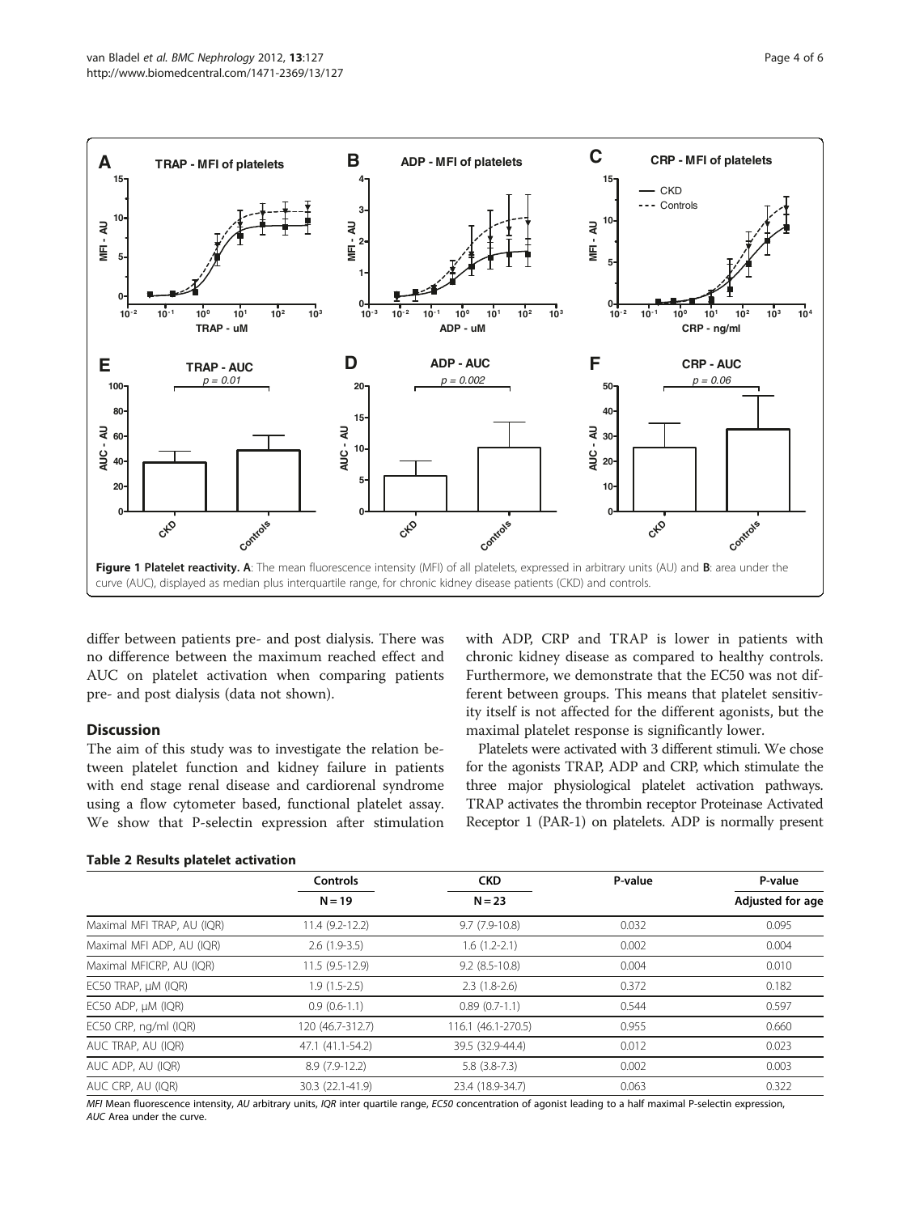**Figure 1 Platelet reactivity. A**: The mean fluorescence intensity (MFI) of all platelets, expressed in arbitrary units (AU) and **B**: area under the curve (AUC), displayed as median plus interquartile range, for chronic kidney disease patients (CKD) and controls.

differ between patients pre- and post dialysis. There was no difference between the maximum reached effect and AUC on platelet activation when comparing patients pre- and post dialysis (data not shown).

## Discussion

The aim of this study was to investigate the relation between platelet function and kidney failure in patients with end stage renal disease and cardiorenal syndrome using a flow cytometer based, functional platelet assay. We show that P-selectin expression after stimulation with ADP, CRP and TRAP is lower in patients with chronic kidney disease as compared to healthy controls. Furthermore, we demonstrate that the EC50 was not different between groups. This means that platelet sensitivity itself is not affected for the different agonists, but the maximal platelet response is significantly lower.

Platelets were activated with 3 different stimuli. We chose for the agonists TRAP, ADP and CRP, which stimulate the three major physiological platelet activation pathways. TRAP activates the thrombin receptor Proteinase Activated Receptor 1 (PAR-1) on platelets. ADP is normally present

**Table 2 Results platelet activation**

| | Controls | CKD | P-value | P-value |
|---|---|---|---|---|
| | N = 19 | N = 23 | | Adjusted for age |
| Maximal MFI TRAP, AU (IQR) | 11.4 (9.2-12.2) | 9.7 (7.9-10.8) | 0.032 | 0.095 |
| Maximal MFI ADP, AU (IQR) | 2.6 (1.9-3.5) | 1.6 (1.2-2.1) | 0.002 | 0.004 |
| Maximal MFICRP, AU (IQR) | 11.5 (9.5-12.9) | 9.2 (8.5-10.8) | 0.004 | 0.010 |
| EC50 TRAP, μM (IQR) | 1.9 (1.5-2.5) | 2.3 (1.8-2.6) | 0.372 | 0.182 |
| EC50 ADP, μM (IQR) | 0.9 (0.6-1.1) | 0.89 (0.7-1.1) | 0.544 | 0.597 |
| EC50 CRP, ng/ml (IQR) | 120 (46.7-312.7) | 116.1 (46.1-270.5) | 0.955 | 0.660 |
| AUC TRAP, AU (IQR) | 47.1 (41.1-54.2) | 39.5 (32.9-44.4) | 0.012 | 0.023 |
| AUC ADP, AU (IQR) | 8.9 (7.9-12.2) | 5.8 (3.8-7.3) | 0.002 | 0.003 |
| AUC CRP, AU (IQR) | 30.3 (22.1-41.9) | 23.4 (18.9-34.7) | 0.063 | 0.322 |

*MFI* Mean fluorescence intensity, *AU* arbitrary units, *IQR* inter quartile range, *EC50* concentration of agonist leading to a half maximal P-selectin expression, *AUC* Area under the curve.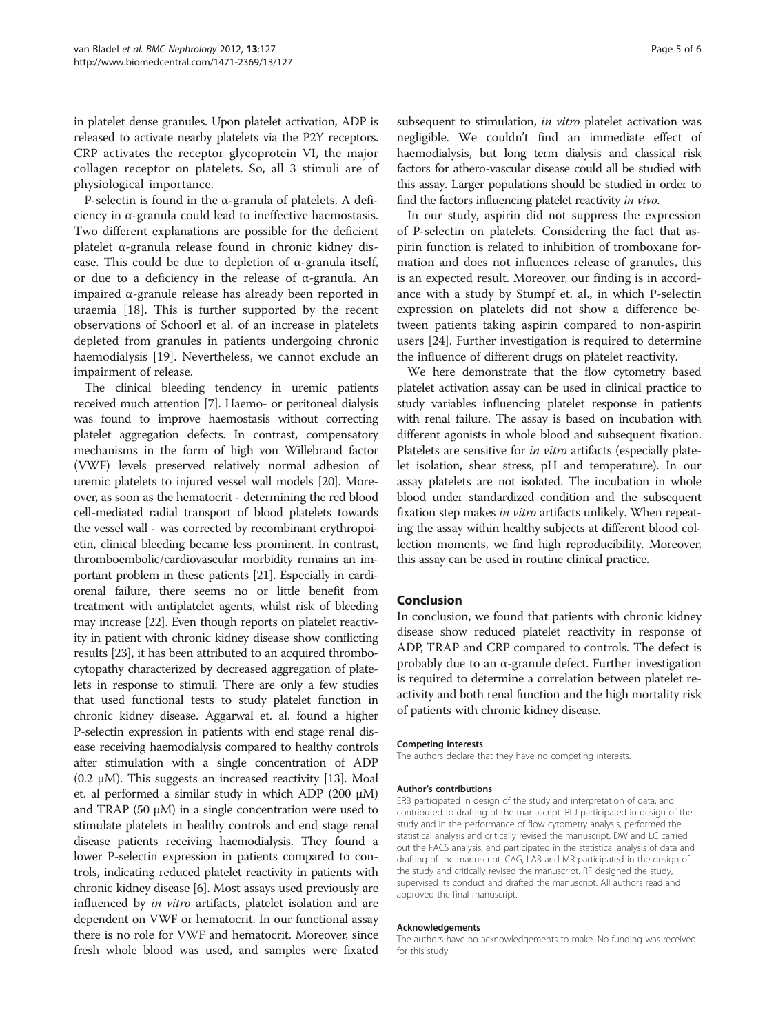in platelet dense granules. Upon platelet activation, ADP is released to activate nearby platelets via the P2Y receptors. CRP activates the receptor glycoprotein VI, the major collagen receptor on platelets. So, all 3 stimuli are of physiological importance.

P-selectin is found in the α-granula of platelets. A deficiency in α-granula could lead to ineffective haemostasis. Two different explanations are possible for the deficient platelet α-granula release found in chronic kidney disease. This could be due to depletion of α-granula itself, or due to a deficiency in the release of α-granula. An impaired α-granule release has already been reported in uraemia [18]. This is further supported by the recent observations of Schoorl et al. of an increase in platelets depleted from granules in patients undergoing chronic haemodialysis [19]. Nevertheless, we cannot exclude an impairment of release.

The clinical bleeding tendency in uremic patients received much attention [7]. Haemo- or peritoneal dialysis was found to improve haemostasis without correcting platelet aggregation defects. In contrast, compensatory mechanisms in the form of high von Willebrand factor (VWF) levels preserved relatively normal adhesion of uremic platelets to injured vessel wall models [20]. Moreover, as soon as the hematocrit - determining the red blood cell-mediated radial transport of blood platelets towards the vessel wall - was corrected by recombinant erythropoietin, clinical bleeding became less prominent. In contrast, thromboembolic/cardiovascular morbidity remains an important problem in these patients [21]. Especially in cardiorenal failure, there seems no or little benefit from treatment with antiplatelet agents, whilst risk of bleeding may increase [22]. Even though reports on platelet reactivity in patient with chronic kidney disease show conflicting results [23], it has been attributed to an acquired thrombocytopathy characterized by decreased aggregation of platelets in response to stimuli. There are only a few studies that used functional tests to study platelet function in chronic kidney disease. Aggarwal et. al. found a higher P-selectin expression in patients with end stage renal disease receiving haemodialysis compared to healthy controls after stimulation with a single concentration of ADP (0.2 μM). This suggests an increased reactivity [13]. Moal et. al performed a similar study in which ADP (200 μM) and TRAP (50 μM) in a single concentration were used to stimulate platelets in healthy controls and end stage renal disease patients receiving haemodialysis. They found a lower P-selectin expression in patients compared to controls, indicating reduced platelet reactivity in patients with chronic kidney disease [6]. Most assays used previously are influenced by *in vitro* artifacts, platelet isolation and are dependent on VWF or hematocrit. In our functional assay there is no role for VWF and hematocrit. Moreover, since fresh whole blood was used, and samples were fixated subsequent to stimulation, *in vitro* platelet activation was negligible. We couldn't find an immediate effect of haemodialysis, but long term dialysis and classical risk factors for athero-vascular disease could all be studied with this assay. Larger populations should be studied in order to find the factors influencing platelet reactivity *in vivo*.

In our study, aspirin did not suppress the expression of P-selectin on platelets. Considering the fact that aspirin function is related to inhibition of tromboxane formation and does not influences release of granules, this is an expected result. Moreover, our finding is in accordance with a study by Stumpf et. al., in which P-selectin expression on platelets did not show a difference between patients taking aspirin compared to non-aspirin users [24]. Further investigation is required to determine the influence of different drugs on platelet reactivity.

We here demonstrate that the flow cytometry based platelet activation assay can be used in clinical practice to study variables influencing platelet response in patients with renal failure. The assay is based on incubation with different agonists in whole blood and subsequent fixation. Platelets are sensitive for *in vitro* artifacts (especially platelet isolation, shear stress, pH and temperature). In our assay platelets are not isolated. The incubation in whole blood under standardized condition and the subsequent fixation step makes *in vitro* artifacts unlikely. When repeating the assay within healthy subjects at different blood collection moments, we find high reproducibility. Moreover, this assay can be used in routine clinical practice.

## Conclusion

In conclusion, we found that patients with chronic kidney disease show reduced platelet reactivity in response of ADP, TRAP and CRP compared to controls. The defect is probably due to an α-granule defect. Further investigation is required to determine a correlation between platelet reactivity and both renal function and the high mortality risk of patients with chronic kidney disease.

#### Competing interests

The authors declare that they have no competing interests.

#### Author's contributions

ERB participated in design of the study and interpretation of data, and contributed to drafting of the manuscript. RLJ participated in design of the study and in the performance of flow cytometry analysis, performed the statistical analysis and critically revised the manuscript. DW and LC carried out the FACS analysis, and participated in the statistical analysis of data and drafting of the manuscript. CAG, LAB and MR participated in the design of the study and critically revised the manuscript. RF designed the study, supervised its conduct and drafted the manuscript. All authors read and approved the final manuscript.

#### Acknowledgements

The authors have no acknowledgements to make. No funding was received for this study.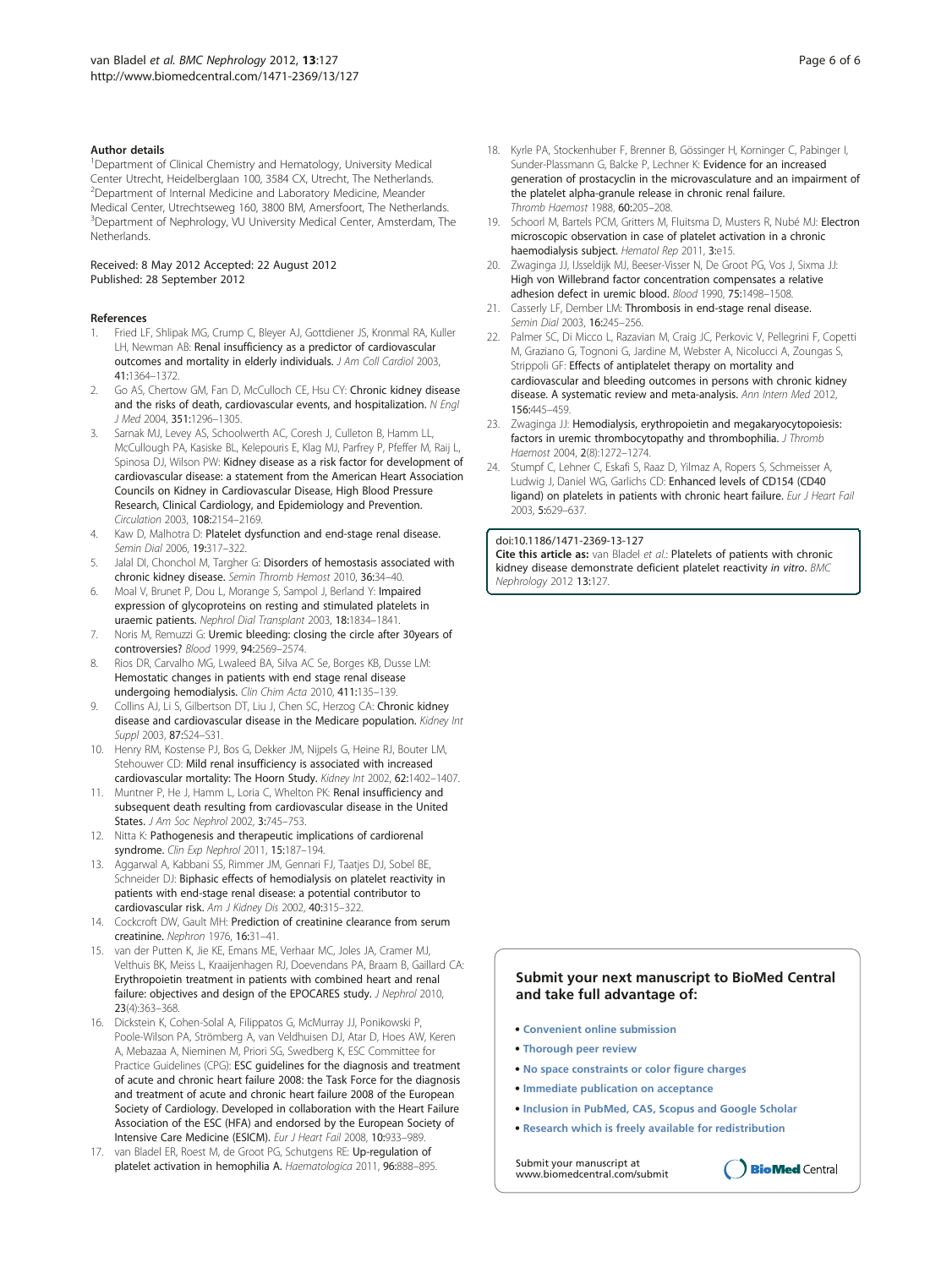#### Author details

[1]Department of Clinical Chemistry and Hematology, University Medical Center Utrecht, Heidelberglaan 100, 3584 CX, Utrecht, The Netherlands. [2]Department of Internal Medicine and Laboratory Medicine, Meander Medical Center, Utrechtseweg 160, 3800 BM, Amersfoort, The Netherlands. [3]Department of Nephrology, VU University Medical Center, Amsterdam, The Netherlands.

Received: 8 May 2012 Accepted: 22 August 2012
Published: 28 September 2012

#### References

1. Fried LF, Shlipak MG, Crump C, Bleyer AJ, Gottdiener JS, Kronmal RA, Kuller LH, Newman AB: **Renal insufficiency as a predictor of cardiovascular outcomes and mortality in elderly individuals.** *J Am Coll Cardiol* 2003, **41:**1364–1372.
2. Go AS, Chertow GM, Fan D, McCulloch CE, Hsu CY: **Chronic kidney disease and the risks of death, cardiovascular events, and hospitalization.** *N Engl J Med* 2004, **351:**1296–1305.
3. Sarnak MJ, Levey AS, Schoolwerth AC, Coresh J, Culleton B, Hamm LL, McCullough PA, Kasiske BL, Kelepouris E, Klag MJ, Parfrey P, Pfeffer M, Raij L, Spinosa DJ, Wilson PW: **Kidney disease as a risk factor for development of cardiovascular disease: a statement from the American Heart Association Councils on Kidney in Cardiovascular Disease, High Blood Pressure Research, Clinical Cardiology, and Epidemiology and Prevention.** *Circulation* 2003, **108:**2154–2169.
4. Kaw D, Malhotra D: **Platelet dysfunction and end-stage renal disease.** *Semin Dial* 2006, **19:**317–322.
5. Jalal DI, Chonchol M, Targher G: **Disorders of hemostasis associated with chronic kidney disease.** *Semin Thromb Hemost* 2010, **36:**34–40.
6. Moal V, Brunet P, Dou L, Morange S, Sampol J, Berland Y: **Impaired expression of glycoproteins on resting and stimulated platelets in uraemic patients.** *Nephrol Dial Transplant* 2003, **18:**1834–1841.
7. Noris M, Remuzzi G: **Uremic bleeding: closing the circle after 30years of controversies?** *Blood* 1999, **94:**2569–2574.
8. Rios DR, Carvalho MG, Lwaleed BA, Silva AC Se, Borges KB, Dusse LM: **Hemostatic changes in patients with end stage renal disease undergoing hemodialysis.** *Clin Chim Acta* 2010, **411:**135–139.
9. Collins AJ, Li S, Gilbertson DT, Liu J, Chen SC, Herzog CA: **Chronic kidney disease and cardiovascular disease in the Medicare population.** *Kidney Int Suppl* 2003, **87:**S24–S31.
10. Henry RM, Kostense PJ, Bos G, Dekker JM, Nijpels G, Heine RJ, Bouter LM, Stehouwer CD: **Mild renal insufficiency is associated with increased cardiovascular mortality: The Hoorn Study.** *Kidney Int* 2002, **62:**1402–1407.
11. Muntner P, He J, Hamm L, Loria C, Whelton PK: **Renal insufficiency and subsequent death resulting from cardiovascular disease in the United States.** *J Am Soc Nephrol* 2002, **3:**745–753.
12. Nitta K: **Pathogenesis and therapeutic implications of cardiorenal syndrome.** *Clin Exp Nephrol* 2011, **15:**187–194.
13. Aggarwal A, Kabbani SS, Rimmer JM, Gennari FJ, Taatjes DJ, Sobel BE, Schneider DJ: **Biphasic effects of hemodialysis on platelet reactivity in patients with end-stage renal disease: a potential contributor to cardiovascular risk.** *Am J Kidney Dis* 2002, **40:**315–322.
14. Cockcroft DW, Gault MH: **Prediction of creatinine clearance from serum creatinine.** *Nephron* 1976, **16:**31–41.
15. van der Putten K, Jie KE, Emans ME, Verhaar MC, Joles JA, Cramer MJ, Velthuis BK, Meiss L, Kraaijenhagen RJ, Doevendans PA, Braam B, Gaillard CA: **Erythropoietin treatment in patients with combined heart and renal failure: objectives and design of the EPOCARES study.** *J Nephrol* 2010, **23**(4):363–368.
16. Dickstein K, Cohen-Solal A, Filippatos G, McMurray JJ, Ponikowski P, Poole-Wilson PA, Strömberg A, van Veldhuisen DJ, Atar D, Hoes AW, Keren A, Mebazaa A, Nieminen M, Priori SG, Swedberg K, ESC Committee for Practice Guidelines (CPG): **ESC guidelines for the diagnosis and treatment of acute and chronic heart failure 2008: the Task Force for the diagnosis and treatment of acute and chronic heart failure 2008 of the European Society of Cardiology. Developed in collaboration with the Heart Failure Association of the ESC (HFA) and endorsed by the European Society of Intensive Care Medicine (ESICM).** *Eur J Heart Fail* 2008, **10:**933–989.
17. van Bladel ER, Roest M, de Groot PG, Schutgens RE: **Up-regulation of platelet activation in hemophilia A.** *Haematologica* 2011, **96:**888–895.
18. Kyrle PA, Stockenhuber F, Brenner B, Gössinger H, Korninger C, Pabinger I, Sunder-Plassmann G, Balcke P, Lechner K: **Evidence for an increased generation of prostacyclin in the microvasculature and an impairment of the platelet alpha-granule release in chronic renal failure.** *Thromb Haemost* 1988, **60:**205–208.
19. Schoorl M, Bartels PCM, Gritters M, Fluitsma D, Musters R, Nubé MJ: **Electron microscopic observation in case of platelet activation in a chronic haemodialysis subject.** *Hematol Rep* 2011, **3:**e15.
20. Zwaginga JJ, IJsseldijk MJ, Beeser-Visser N, De Groot PG, Vos J, Sixma JJ: **High von Willebrand factor concentration compensates a relative adhesion defect in uremic blood.** *Blood* 1990, **75:**1498–1508.
21. Casserly LF, Dember LM: **Thrombosis in end-stage renal disease.** *Semin Dial* 2003, **16:**245–256.
22. Palmer SC, Di Micco L, Razavian M, Craig JC, Perkovic V, Pellegrini F, Copetti M, Graziano G, Tognoni G, Jardine M, Webster A, Nicolucci A, Zoungas S, Strippoli GF: **Effects of antiplatelet therapy on mortality and cardiovascular and bleeding outcomes in persons with chronic kidney disease. A systematic review and meta-analysis.** *Ann Intern Med* 2012, **156:**445–459.
23. Zwaginga JJ: **Hemodialysis, erythropoietin and megakaryocytopoiesis: factors in uremic thrombocytopathy and thrombophilia.** *J Thromb Haemost* 2004, **2**(8):1272–1274.
24. Stumpf C, Lehner C, Eskafi S, Raaz D, Yilmaz A, Ropers S, Schmeisser A, Ludwig J, Daniel WG, Garlichs CD: **Enhanced levels of CD154 (CD40 ligand) on platelets in patients with chronic heart failure.** *Eur J Heart Fail* 2003, **5:**629–637.

doi:10.1186/1471-2369-13-127

**Cite this article as:** van Bladel *et al.*: Platelets of patients with chronic kidney disease demonstrate deficient platelet reactivity *in vitro*. *BMC Nephrology* 2012 **13**:127.

**Submit your next manuscript to BioMed Central and take full advantage of:**

- **Convenient online submission**
- **Thorough peer review**
- **No space constraints or color figure charges**
- **Immediate publication on acceptance**
- **Inclusion in PubMed, CAS, Scopus and Google Scholar**
- **Research which is freely available for redistribution**

Submit your manuscript at
www.biomedcentral.com/submit

BioMed Central